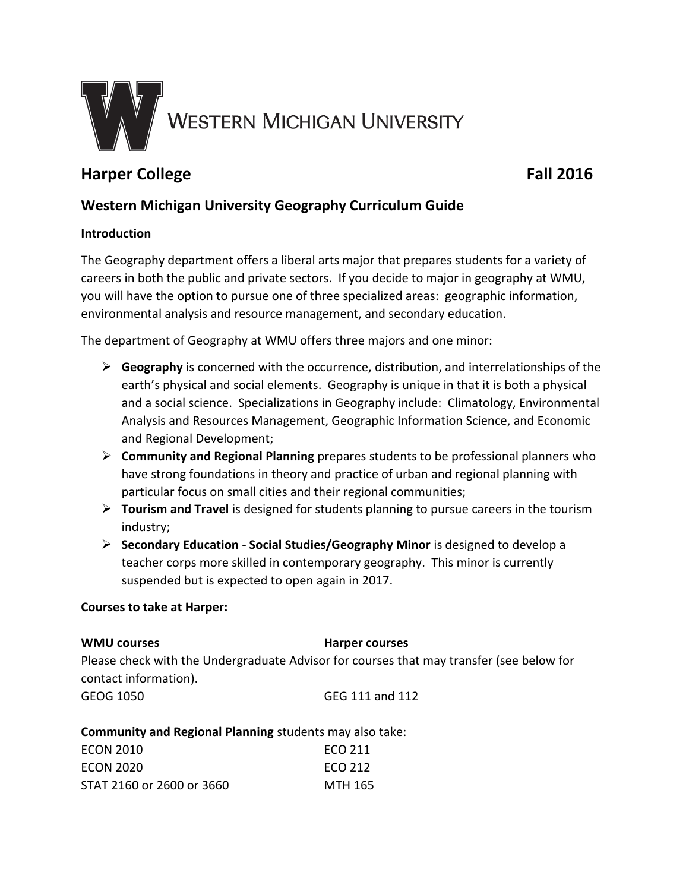WESTERN MICHIGAN UNIVERSITY

# Harper College Fall 2016

## Western Michigan University Geography Curriculum Guide

**Introduction**

The Geography department offers a liberal arts major that prepares students for a variety of careers in both the public and private sectors. If you decide to major in geography at WMU, you will have the option to pursue one of three specialized areas: geographic information, environmental analysis and resource management, and secondary education.

The department of Geography at WMU offers three majors and one minor:

- **Geography** is concerned with the occurrence, distribution, and interrelationships of the earth's physical and social elements. Geography is unique in that it is both a physical and a social science. Specializations in Geography include: Climatology, Environmental Analysis and Resources Management, Geographic Information Science, and Economic and Regional Development;
- **Community and Regional Planning** prepares students to be professional planners who have strong foundations in theory and practice of urban and regional planning with particular focus on small cities and their regional communities;
- **Tourism and Travel** is designed for students planning to pursue careers in the tourism industry;
- **Secondary Education - Social Studies/Geography Minor** is designed to develop a teacher corps more skilled in contemporary geography. This minor is currently suspended but is expected to open again in 2017.

**Courses to take at Harper:**

| **WMU courses** | **Harper courses** |
| --- | --- |

Please check with the Undergraduate Advisor for courses that may transfer (see below for contact information).

| | |
| --- | --- |
| GEOG 1050 | GEG 111 and 112 |

**Community and Regional Planning** students may also take:

| | |
| --- | --- |
| ECON 2010 | ECO 211 |
| ECON 2020 | ECO 212 |
| STAT 2160 or 2600 or 3660 | MTH 165 |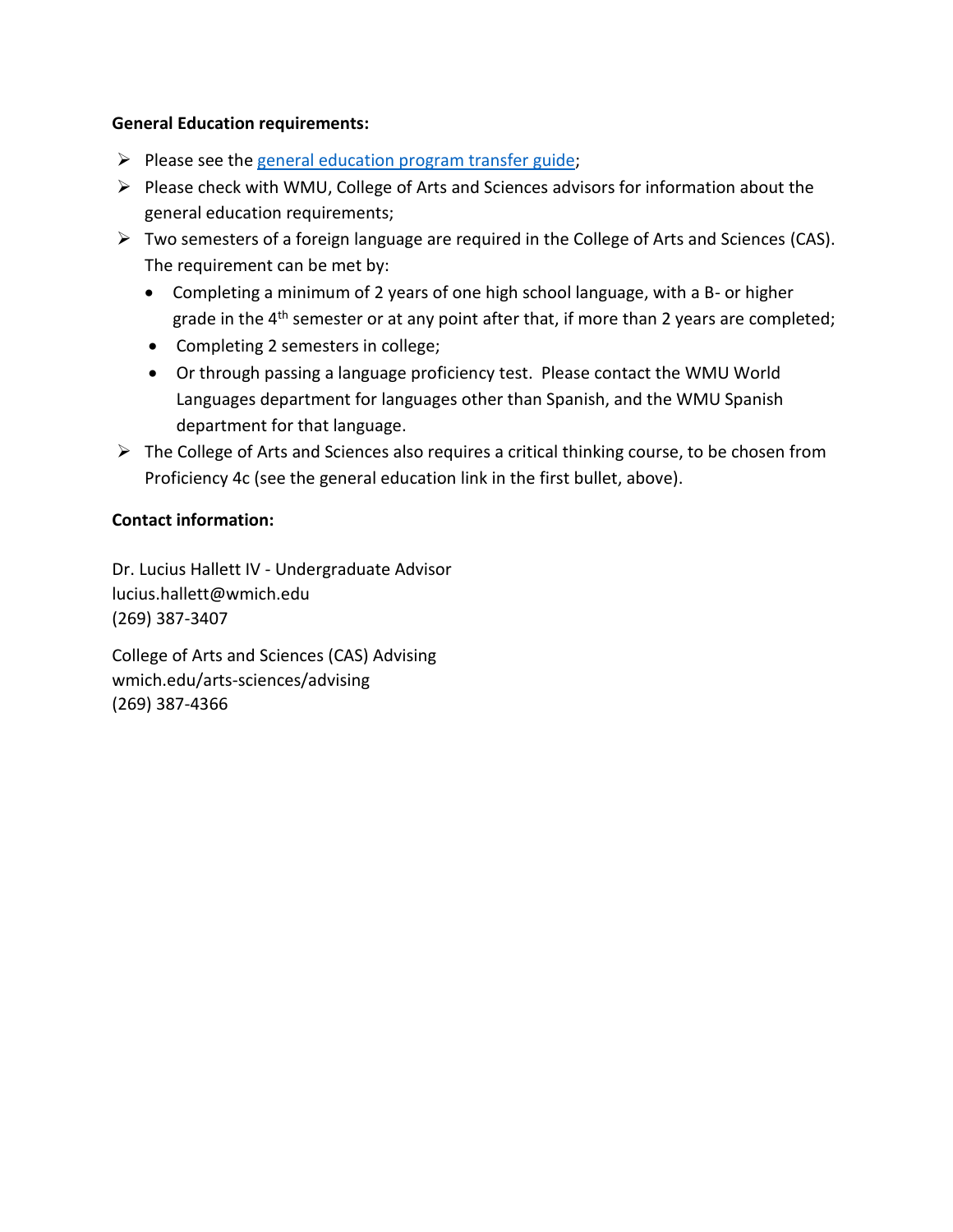**General Education requirements:**

- Please see the [general education program transfer guide](general education program transfer guide);
- Please check with WMU, College of Arts and Sciences advisors for information about the general education requirements;
- Two semesters of a foreign language are required in the College of Arts and Sciences (CAS). The requirement can be met by:
  - Completing a minimum of 2 years of one high school language, with a B- or higher grade in the 4th semester or at any point after that, if more than 2 years are completed;
  - Completing 2 semesters in college;
  - Or through passing a language proficiency test. Please contact the WMU World Languages department for languages other than Spanish, and the WMU Spanish department for that language.
- The College of Arts and Sciences also requires a critical thinking course, to be chosen from Proficiency 4c (see the general education link in the first bullet, above).

**Contact information:**

Dr. Lucius Hallett IV - Undergraduate Advisor
lucius.hallett@wmich.edu
(269) 387-3407

College of Arts and Sciences (CAS) Advising
wmich.edu/arts-sciences/advising
(269) 387-4366